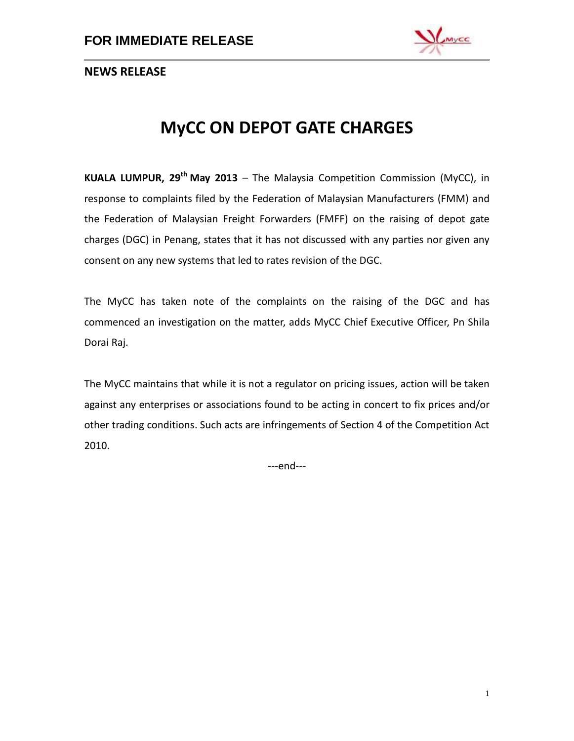**FOR IMMEDIATE RELEASE**

**NEWS RELEASE**

# MyCC ON DEPOT GATE CHARGES

**KUALA LUMPUR, 29th May 2013** – The Malaysia Competition Commission (MyCC), in response to complaints filed by the Federation of Malaysian Manufacturers (FMM) and the Federation of Malaysian Freight Forwarders (FMFF) on the raising of depot gate charges (DGC) in Penang, states that it has not discussed with any parties nor given any consent on any new systems that led to rates revision of the DGC.

The MyCC has taken note of the complaints on the raising of the DGC and has commenced an investigation on the matter, adds MyCC Chief Executive Officer, Pn Shila Dorai Raj.

The MyCC maintains that while it is not a regulator on pricing issues, action will be taken against any enterprises or associations found to be acting in concert to fix prices and/or other trading conditions. Such acts are infringements of Section 4 of the Competition Act 2010.

---end---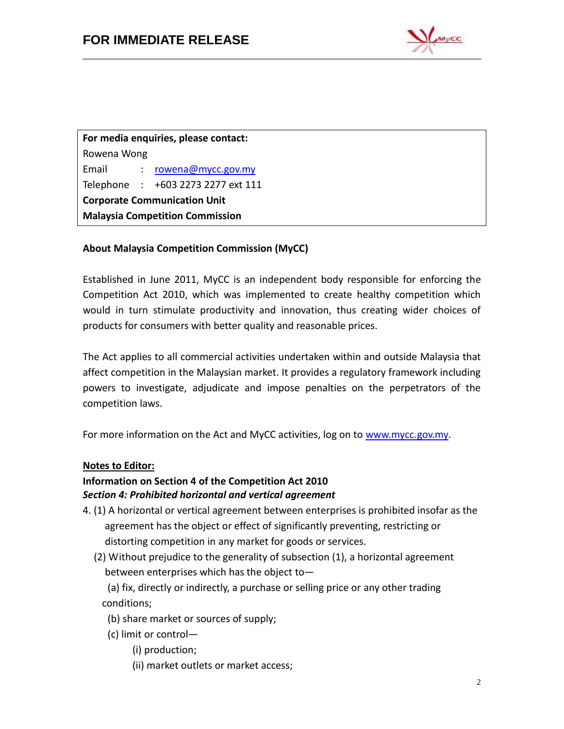| For media enquiries, please contact: |
| --- |
| Rowena Wong |
| Email : rowena@mycc.gov.my |
| Telephone : +603 2273 2277 ext 111 |
| **Corporate Communication Unit** |
| **Malaysia Competition Commission** |

**About Malaysia Competition Commission (MyCC)**

Established in June 2011, MyCC is an independent body responsible for enforcing the Competition Act 2010, which was implemented to create healthy competition which would in turn stimulate productivity and innovation, thus creating wider choices of products for consumers with better quality and reasonable prices.

The Act applies to all commercial activities undertaken within and outside Malaysia that affect competition in the Malaysian market. It provides a regulatory framework including powers to investigate, adjudicate and impose penalties on the perpetrators of the competition laws.

For more information on the Act and MyCC activities, log on to www.mycc.gov.my.

**Notes to Editor:**

**Information on Section 4 of the Competition Act 2010**

***Section 4: Prohibited horizontal and vertical agreement***

4. (1) A horizontal or vertical agreement between enterprises is prohibited insofar as the agreement has the object or effect of significantly preventing, restricting or distorting competition in any market for goods or services.

(2) Without prejudice to the generality of subsection (1), a horizontal agreement between enterprises which has the object to—

(a) fix, directly or indirectly, a purchase or selling price or any other trading conditions;

(b) share market or sources of supply;

(c) limit or control—

(i) production;

(ii) market outlets or market access;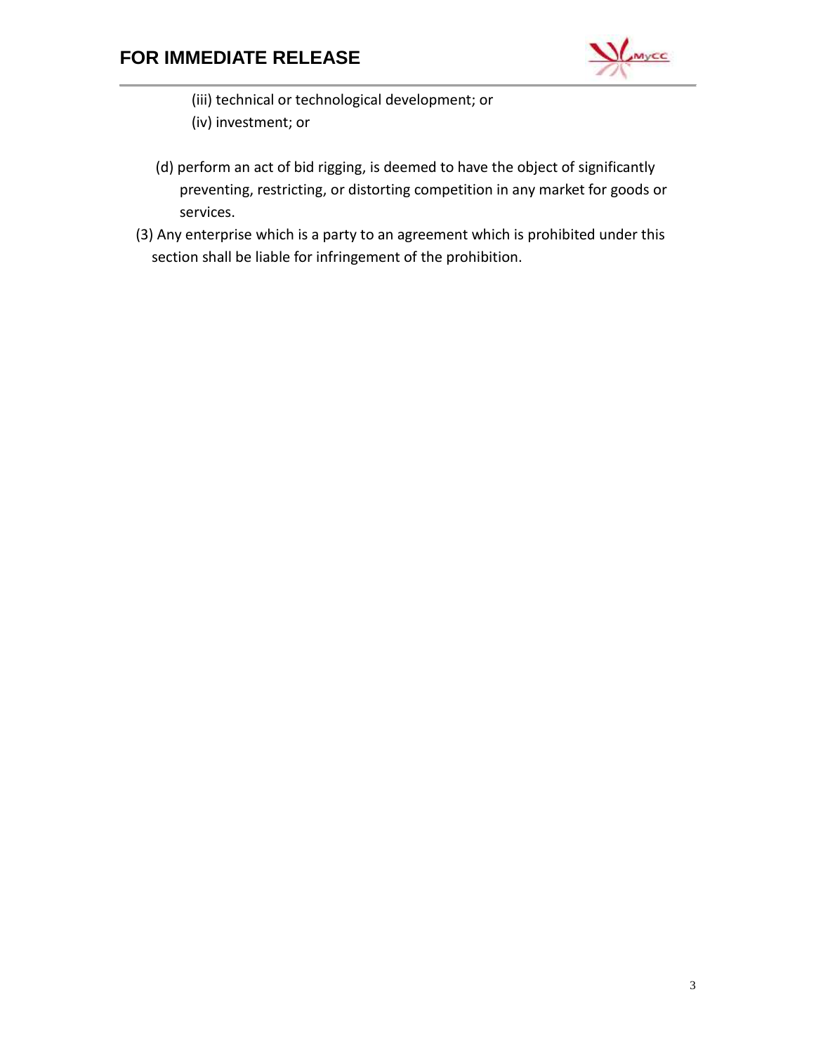(iii) technical or technological development; or

(iv) investment; or

(d) perform an act of bid rigging, is deemed to have the object of significantly preventing, restricting, or distorting competition in any market for goods or services.

(3) Any enterprise which is a party to an agreement which is prohibited under this section shall be liable for infringement of the prohibition.